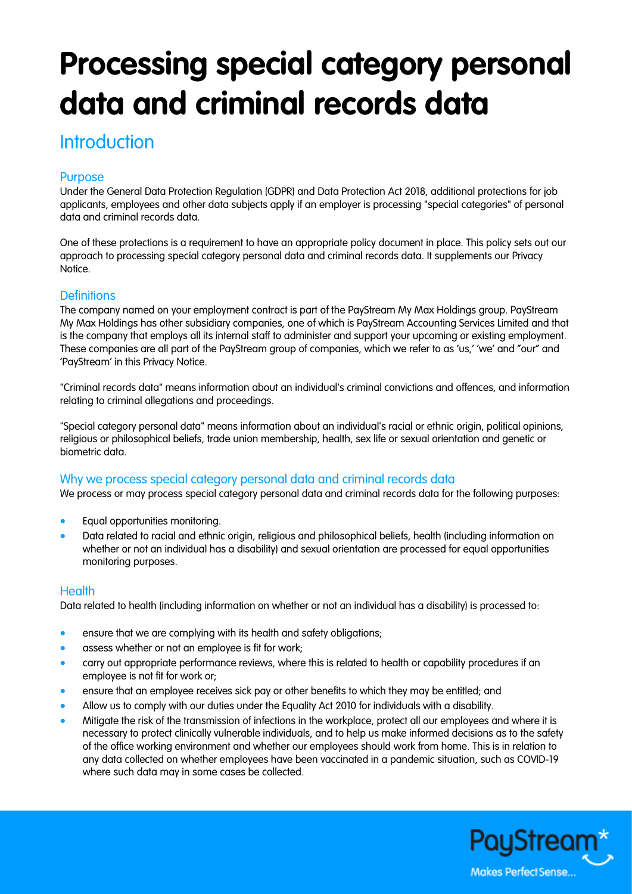# Processing special category personal data and criminal records data

## Introduction

### Purpose

Under the General Data Protection Regulation (GDPR) and Data Protection Act 2018, additional protections for job applicants, employees and other data subjects apply if an employer is processing "special categories" of personal data and criminal records data.

One of these protections is a requirement to have an appropriate policy document in place. This policy sets out our approach to processing special category personal data and criminal records data. It supplements our Privacy Notice.

### Definitions

The company named on your employment contract is part of the PayStream My Max Holdings group. PayStream My Max Holdings has other subsidiary companies, one of which is PayStream Accounting Services Limited and that is the company that employs all its internal staff to administer and support your upcoming or existing employment. These companies are all part of the PayStream group of companies, which we refer to as 'us,' 'we' and "our" and 'PayStream' in this Privacy Notice.

"Criminal records data" means information about an individual's criminal convictions and offences, and information relating to criminal allegations and proceedings.

"Special category personal data" means information about an individual's racial or ethnic origin, political opinions, religious or philosophical beliefs, trade union membership, health, sex life or sexual orientation and genetic or biometric data.

### Why we process special category personal data and criminal records data

We process or may process special category personal data and criminal records data for the following purposes:

- Equal opportunities monitoring.
- Data related to racial and ethnic origin, religious and philosophical beliefs, health (including information on whether or not an individual has a disability) and sexual orientation are processed for equal opportunities monitoring purposes.

### Health

Data related to health (including information on whether or not an individual has a disability) is processed to:

- ensure that we are complying with its health and safety obligations;
- assess whether or not an employee is fit for work;
- carry out appropriate performance reviews, where this is related to health or capability procedures if an employee is not fit for work or;
- ensure that an employee receives sick pay or other benefits to which they may be entitled; and
- Allow us to comply with our duties under the Equality Act 2010 for individuals with a disability.
- Mitigate the risk of the transmission of infections in the workplace, protect all our employees and where it is necessary to protect clinically vulnerable individuals, and to help us make informed decisions as to the safety of the office working environment and whether our employees should work from home. This is in relation to any data collected on whether employees have been vaccinated in a pandemic situation, such as COVID-19 where such data may in some cases be collected.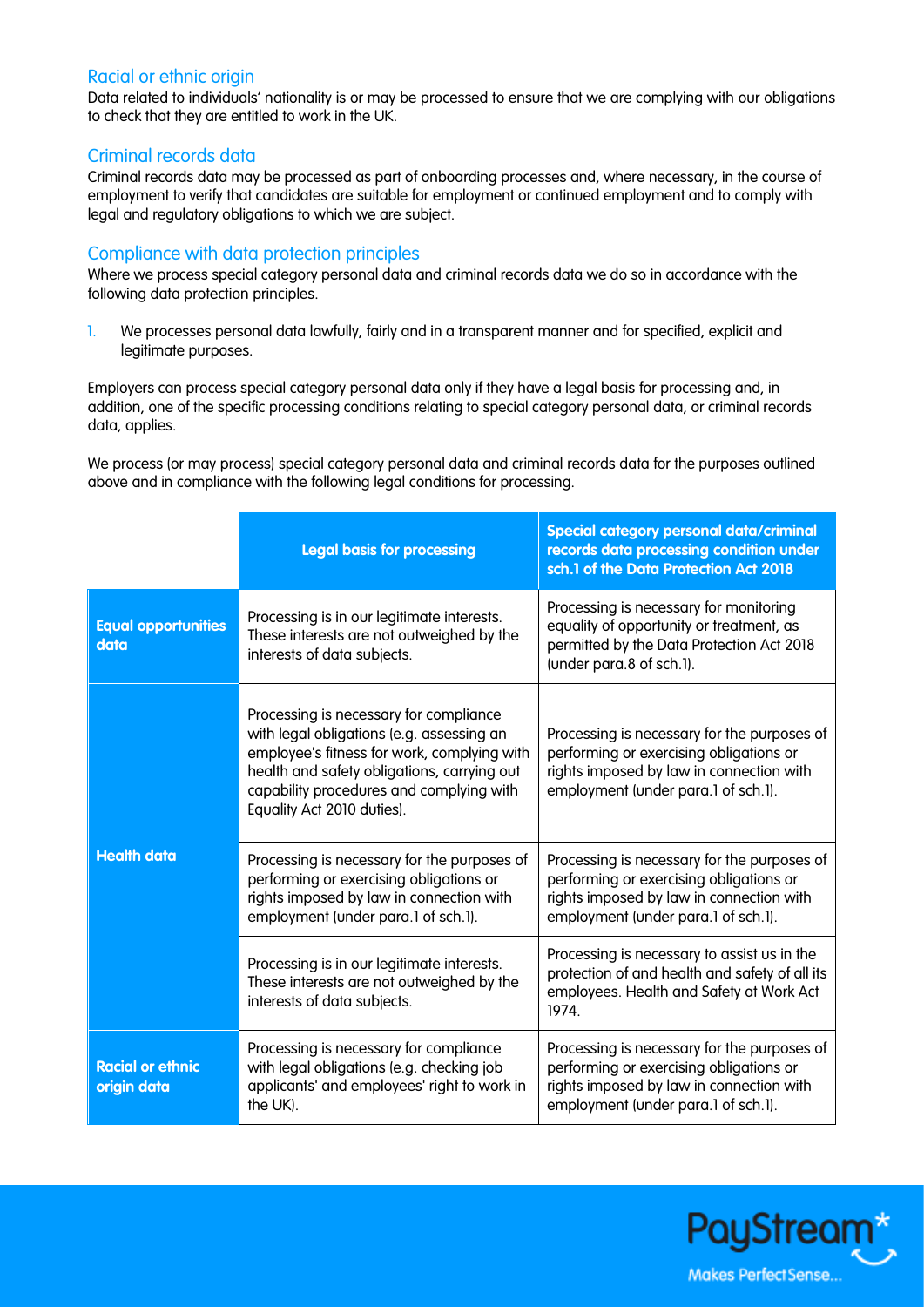## Racial or ethnic origin

Data related to individuals' nationality is or may be processed to ensure that we are complying with our obligations to check that they are entitled to work in the UK.

## Criminal records data

Criminal records data may be processed as part of onboarding processes and, where necessary, in the course of employment to verify that candidates are suitable for employment or continued employment and to comply with legal and regulatory obligations to which we are subject.

## Compliance with data protection principles

Where we process special category personal data and criminal records data we do so in accordance with the following data protection principles.

1. We processes personal data lawfully, fairly and in a transparent manner and for specified, explicit and legitimate purposes.

Employers can process special category personal data only if they have a legal basis for processing and, in addition, one of the specific processing conditions relating to special category personal data, or criminal records data, applies.

We process (or may process) special category personal data and criminal records data for the purposes outlined above and in compliance with the following legal conditions for processing.

| | **Legal basis for processing** | **Special category personal data/criminal records data processing condition under sch.1 of the Data Protection Act 2018** |
|---|---|---|
| **Equal opportunities data** | Processing is in our legitimate interests. These interests are not outweighed by the interests of data subjects. | Processing is necessary for monitoring equality of opportunity or treatment, as permitted by the Data Protection Act 2018 (under para.8 of sch.1). |
| **Health data** | Processing is necessary for compliance with legal obligations (e.g. assessing an employee's fitness for work, complying with health and safety obligations, carrying out capability procedures and complying with Equality Act 2010 duties). | Processing is necessary for the purposes of performing or exercising obligations or rights imposed by law in connection with employment (under para.1 of sch.1). |
| | Processing is necessary for the purposes of performing or exercising obligations or rights imposed by law in connection with employment (under para.1 of sch.1). | Processing is necessary for the purposes of performing or exercising obligations or rights imposed by law in connection with employment (under para.1 of sch.1). |
| | Processing is in our legitimate interests. These interests are not outweighed by the interests of data subjects. | Processing is necessary to assist us in the protection of and health and safety of all its employees. Health and Safety at Work Act 1974. |
| **Racial or ethnic origin data** | Processing is necessary for compliance with legal obligations (e.g. checking job applicants' and employees' right to work in the UK). | Processing is necessary for the purposes of performing or exercising obligations or rights imposed by law in connection with employment (under para.1 of sch.1). |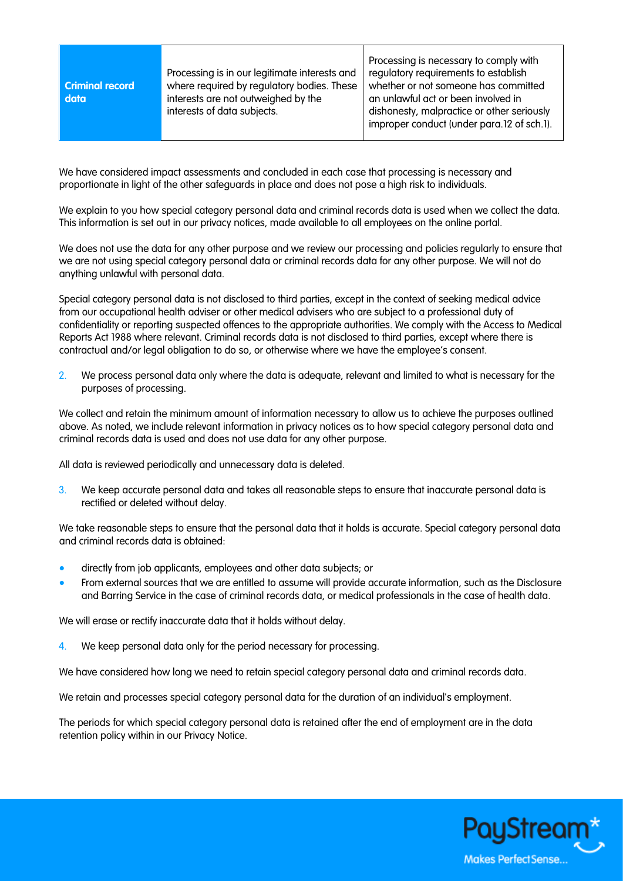| Criminal record data | Processing is in our legitimate interests and where required by regulatory bodies. These interests are not outweighed by the interests of data subjects. | Processing is necessary to comply with regulatory requirements to establish whether or not someone has committed an unlawful act or been involved in dishonesty, malpractice or other seriously improper conduct (under para.12 of sch.1). |
| --- | --- | --- |

We have considered impact assessments and concluded in each case that processing is necessary and proportionate in light of the other safeguards in place and does not pose a high risk to individuals.

We explain to you how special category personal data and criminal records data is used when we collect the data. This information is set out in our privacy notices, made available to all employees on the online portal.

We does not use the data for any other purpose and we review our processing and policies regularly to ensure that we are not using special category personal data or criminal records data for any other purpose. We will not do anything unlawful with personal data.

Special category personal data is not disclosed to third parties, except in the context of seeking medical advice from our occupational health adviser or other medical advisers who are subject to a professional duty of confidentiality or reporting suspected offences to the appropriate authorities. We comply with the Access to Medical Reports Act 1988 where relevant. Criminal records data is not disclosed to third parties, except where there is contractual and/or legal obligation to do so, or otherwise where we have the employee's consent.

2. We process personal data only where the data is adequate, relevant and limited to what is necessary for the purposes of processing.

We collect and retain the minimum amount of information necessary to allow us to achieve the purposes outlined above. As noted, we include relevant information in privacy notices as to how special category personal data and criminal records data is used and does not use data for any other purpose.

All data is reviewed periodically and unnecessary data is deleted.

3. We keep accurate personal data and takes all reasonable steps to ensure that inaccurate personal data is rectified or deleted without delay.

We take reasonable steps to ensure that the personal data that it holds is accurate. Special category personal data and criminal records data is obtained:

- directly from job applicants, employees and other data subjects; or
- From external sources that we are entitled to assume will provide accurate information, such as the Disclosure and Barring Service in the case of criminal records data, or medical professionals in the case of health data.

We will erase or rectify inaccurate data that it holds without delay.

4. We keep personal data only for the period necessary for processing.

We have considered how long we need to retain special category personal data and criminal records data.

We retain and processes special category personal data for the duration of an individual's employment.

The periods for which special category personal data is retained after the end of employment are in the data retention policy within in our Privacy Notice.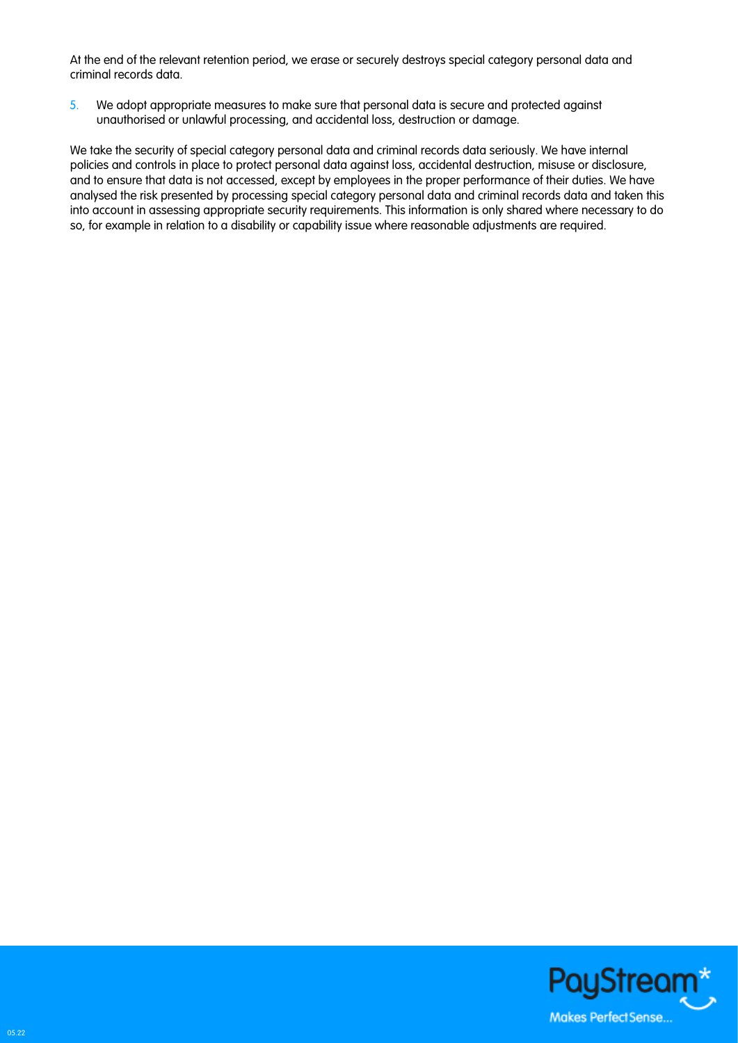At the end of the relevant retention period, we erase or securely destroys special category personal data and criminal records data.

5. We adopt appropriate measures to make sure that personal data is secure and protected against unauthorised or unlawful processing, and accidental loss, destruction or damage.

We take the security of special category personal data and criminal records data seriously. We have internal policies and controls in place to protect personal data against loss, accidental destruction, misuse or disclosure, and to ensure that data is not accessed, except by employees in the proper performance of their duties. We have analysed the risk presented by processing special category personal data and criminal records data and taken this into account in assessing appropriate security requirements. This information is only shared where necessary to do so, for example in relation to a disability or capability issue where reasonable adjustments are required.